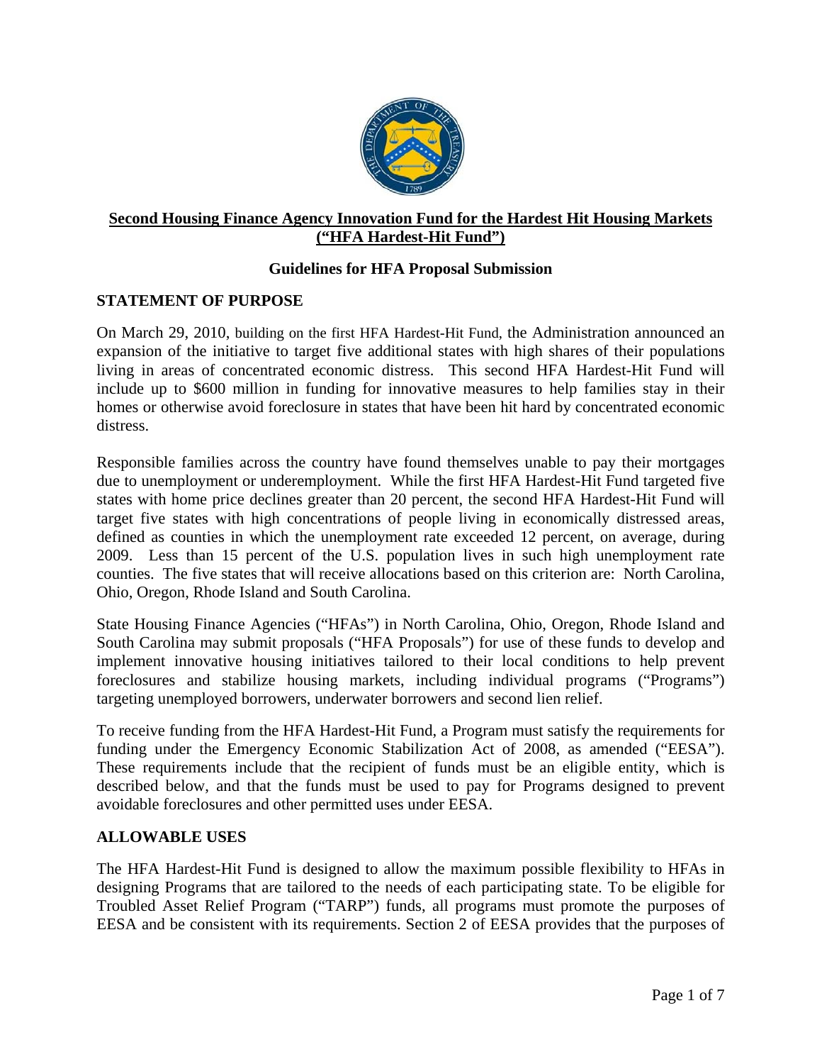# Second Housing Finance Agency Innovation Fund for the Hardest Hit Housing Markets ("HFA Hardest-Hit Fund")

## Guidelines for HFA Proposal Submission

### STATEMENT OF PURPOSE

On March 29, 2010, building on the first HFA Hardest-Hit Fund, the Administration announced an expansion of the initiative to target five additional states with high shares of their populations living in areas of concentrated economic distress. This second HFA Hardest-Hit Fund will include up to $600 million in funding for innovative measures to help families stay in their homes or otherwise avoid foreclosure in states that have been hit hard by concentrated economic distress.

Responsible families across the country have found themselves unable to pay their mortgages due to unemployment or underemployment. While the first HFA Hardest-Hit Fund targeted five states with home price declines greater than 20 percent, the second HFA Hardest-Hit Fund will target five states with high concentrations of people living in economically distressed areas, defined as counties in which the unemployment rate exceeded 12 percent, on average, during 2009. Less than 15 percent of the U.S. population lives in such high unemployment rate counties. The five states that will receive allocations based on this criterion are: North Carolina, Ohio, Oregon, Rhode Island and South Carolina.

State Housing Finance Agencies ("HFAs") in North Carolina, Ohio, Oregon, Rhode Island and South Carolina may submit proposals ("HFA Proposals") for use of these funds to develop and implement innovative housing initiatives tailored to their local conditions to help prevent foreclosures and stabilize housing markets, including individual programs ("Programs") targeting unemployed borrowers, underwater borrowers and second lien relief.

To receive funding from the HFA Hardest-Hit Fund, a Program must satisfy the requirements for funding under the Emergency Economic Stabilization Act of 2008, as amended ("EESA"). These requirements include that the recipient of funds must be an eligible entity, which is described below, and that the funds must be used to pay for Programs designed to prevent avoidable foreclosures and other permitted uses under EESA.

### ALLOWABLE USES

The HFA Hardest-Hit Fund is designed to allow the maximum possible flexibility to HFAs in designing Programs that are tailored to the needs of each participating state. To be eligible for Troubled Asset Relief Program ("TARP") funds, all programs must promote the purposes of EESA and be consistent with its requirements. Section 2 of EESA provides that the purposes of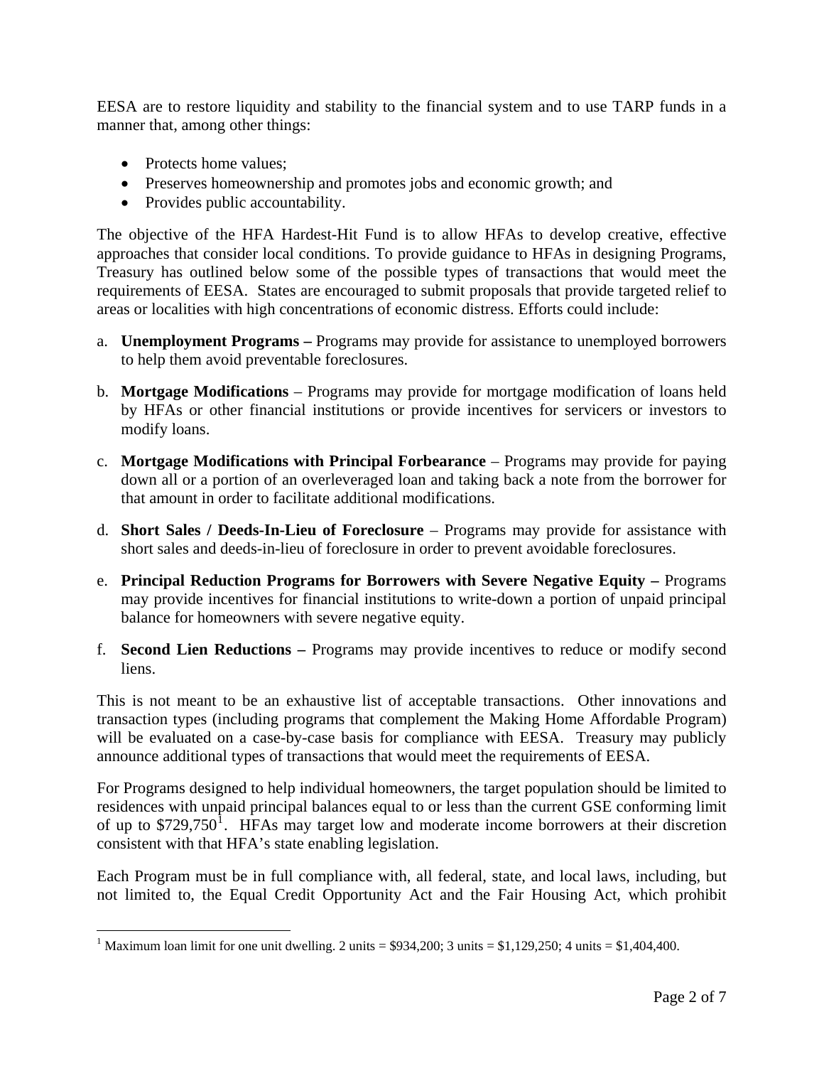EESA are to restore liquidity and stability to the financial system and to use TARP funds in a manner that, among other things:

- Protects home values;
- Preserves homeownership and promotes jobs and economic growth; and
- Provides public accountability.

The objective of the HFA Hardest-Hit Fund is to allow HFAs to develop creative, effective approaches that consider local conditions. To provide guidance to HFAs in designing Programs, Treasury has outlined below some of the possible types of transactions that would meet the requirements of EESA. States are encouraged to submit proposals that provide targeted relief to areas or localities with high concentrations of economic distress. Efforts could include:

a. **Unemployment Programs –** Programs may provide for assistance to unemployed borrowers to help them avoid preventable foreclosures.

b. **Mortgage Modifications** – Programs may provide for mortgage modification of loans held by HFAs or other financial institutions or provide incentives for servicers or investors to modify loans.

c. **Mortgage Modifications with Principal Forbearance** – Programs may provide for paying down all or a portion of an overleveraged loan and taking back a note from the borrower for that amount in order to facilitate additional modifications.

d. **Short Sales / Deeds-In-Lieu of Foreclosure** – Programs may provide for assistance with short sales and deeds-in-lieu of foreclosure in order to prevent avoidable foreclosures.

e. **Principal Reduction Programs for Borrowers with Severe Negative Equity –** Programs may provide incentives for financial institutions to write-down a portion of unpaid principal balance for homeowners with severe negative equity.

f. **Second Lien Reductions –** Programs may provide incentives to reduce or modify second liens.

This is not meant to be an exhaustive list of acceptable transactions. Other innovations and transaction types (including programs that complement the Making Home Affordable Program) will be evaluated on a case-by-case basis for compliance with EESA. Treasury may publicly announce additional types of transactions that would meet the requirements of EESA.

For Programs designed to help individual homeowners, the target population should be limited to residences with unpaid principal balances equal to or less than the current GSE conforming limit of up to $729,750[1]. HFAs may target low and moderate income borrowers at their discretion consistent with that HFA's state enabling legislation.

Each Program must be in full compliance with, all federal, state, and local laws, including, but not limited to, the Equal Credit Opportunity Act and the Fair Housing Act, which prohibit

[1] Maximum loan limit for one unit dwelling. 2 units = $934,200; 3 units = $1,129,250; 4 units = $1,404,400.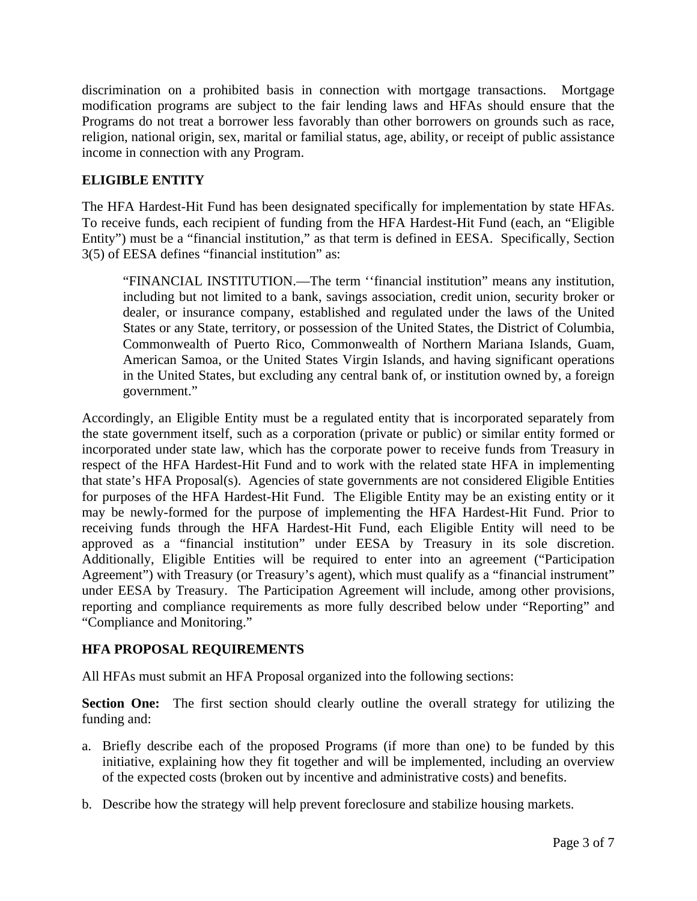discrimination on a prohibited basis in connection with mortgage transactions. Mortgage modification programs are subject to the fair lending laws and HFAs should ensure that the Programs do not treat a borrower less favorably than other borrowers on grounds such as race, religion, national origin, sex, marital or familial status, age, ability, or receipt of public assistance income in connection with any Program.

## ELIGIBLE ENTITY

The HFA Hardest-Hit Fund has been designated specifically for implementation by state HFAs. To receive funds, each recipient of funding from the HFA Hardest-Hit Fund (each, an "Eligible Entity") must be a "financial institution," as that term is defined in EESA. Specifically, Section 3(5) of EESA defines "financial institution" as:

> "FINANCIAL INSTITUTION.—The term ''financial institution" means any institution, including but not limited to a bank, savings association, credit union, security broker or dealer, or insurance company, established and regulated under the laws of the United States or any State, territory, or possession of the United States, the District of Columbia, Commonwealth of Puerto Rico, Commonwealth of Northern Mariana Islands, Guam, American Samoa, or the United States Virgin Islands, and having significant operations in the United States, but excluding any central bank of, or institution owned by, a foreign government."

Accordingly, an Eligible Entity must be a regulated entity that is incorporated separately from the state government itself, such as a corporation (private or public) or similar entity formed or incorporated under state law, which has the corporate power to receive funds from Treasury in respect of the HFA Hardest-Hit Fund and to work with the related state HFA in implementing that state's HFA Proposal(s). Agencies of state governments are not considered Eligible Entities for purposes of the HFA Hardest-Hit Fund. The Eligible Entity may be an existing entity or it may be newly-formed for the purpose of implementing the HFA Hardest-Hit Fund. Prior to receiving funds through the HFA Hardest-Hit Fund, each Eligible Entity will need to be approved as a "financial institution" under EESA by Treasury in its sole discretion. Additionally, Eligible Entities will be required to enter into an agreement ("Participation Agreement") with Treasury (or Treasury's agent), which must qualify as a "financial instrument" under EESA by Treasury. The Participation Agreement will include, among other provisions, reporting and compliance requirements as more fully described below under "Reporting" and "Compliance and Monitoring."

## HFA PROPOSAL REQUIREMENTS

All HFAs must submit an HFA Proposal organized into the following sections:

**Section One:** The first section should clearly outline the overall strategy for utilizing the funding and:

a. Briefly describe each of the proposed Programs (if more than one) to be funded by this initiative, explaining how they fit together and will be implemented, including an overview of the expected costs (broken out by incentive and administrative costs) and benefits.

b. Describe how the strategy will help prevent foreclosure and stabilize housing markets.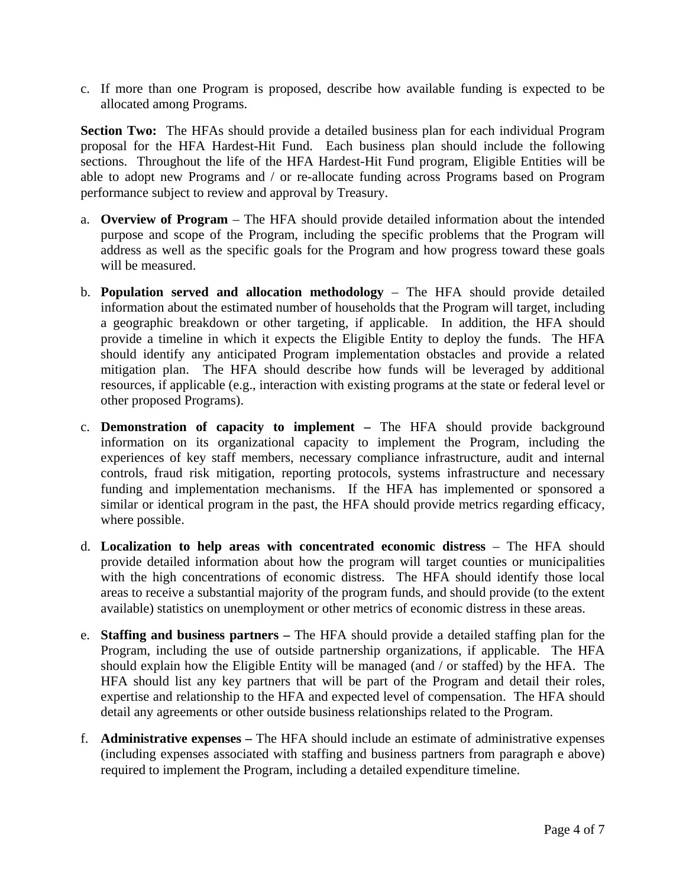c. If more than one Program is proposed, describe how available funding is expected to be allocated among Programs.

**Section Two:** The HFAs should provide a detailed business plan for each individual Program proposal for the HFA Hardest-Hit Fund. Each business plan should include the following sections. Throughout the life of the HFA Hardest-Hit Fund program, Eligible Entities will be able to adopt new Programs and / or re-allocate funding across Programs based on Program performance subject to review and approval by Treasury.

a. **Overview of Program** – The HFA should provide detailed information about the intended purpose and scope of the Program, including the specific problems that the Program will address as well as the specific goals for the Program and how progress toward these goals will be measured.

b. **Population served and allocation methodology** – The HFA should provide detailed information about the estimated number of households that the Program will target, including a geographic breakdown or other targeting, if applicable. In addition, the HFA should provide a timeline in which it expects the Eligible Entity to deploy the funds. The HFA should identify any anticipated Program implementation obstacles and provide a related mitigation plan. The HFA should describe how funds will be leveraged by additional resources, if applicable (e.g., interaction with existing programs at the state or federal level or other proposed Programs).

c. **Demonstration of capacity to implement –** The HFA should provide background information on its organizational capacity to implement the Program, including the experiences of key staff members, necessary compliance infrastructure, audit and internal controls, fraud risk mitigation, reporting protocols, systems infrastructure and necessary funding and implementation mechanisms. If the HFA has implemented or sponsored a similar or identical program in the past, the HFA should provide metrics regarding efficacy, where possible.

d. **Localization to help areas with concentrated economic distress** – The HFA should provide detailed information about how the program will target counties or municipalities with the high concentrations of economic distress. The HFA should identify those local areas to receive a substantial majority of the program funds, and should provide (to the extent available) statistics on unemployment or other metrics of economic distress in these areas.

e. **Staffing and business partners –** The HFA should provide a detailed staffing plan for the Program, including the use of outside partnership organizations, if applicable. The HFA should explain how the Eligible Entity will be managed (and / or staffed) by the HFA. The HFA should list any key partners that will be part of the Program and detail their roles, expertise and relationship to the HFA and expected level of compensation. The HFA should detail any agreements or other outside business relationships related to the Program.

f. **Administrative expenses –** The HFA should include an estimate of administrative expenses (including expenses associated with staffing and business partners from paragraph e above) required to implement the Program, including a detailed expenditure timeline.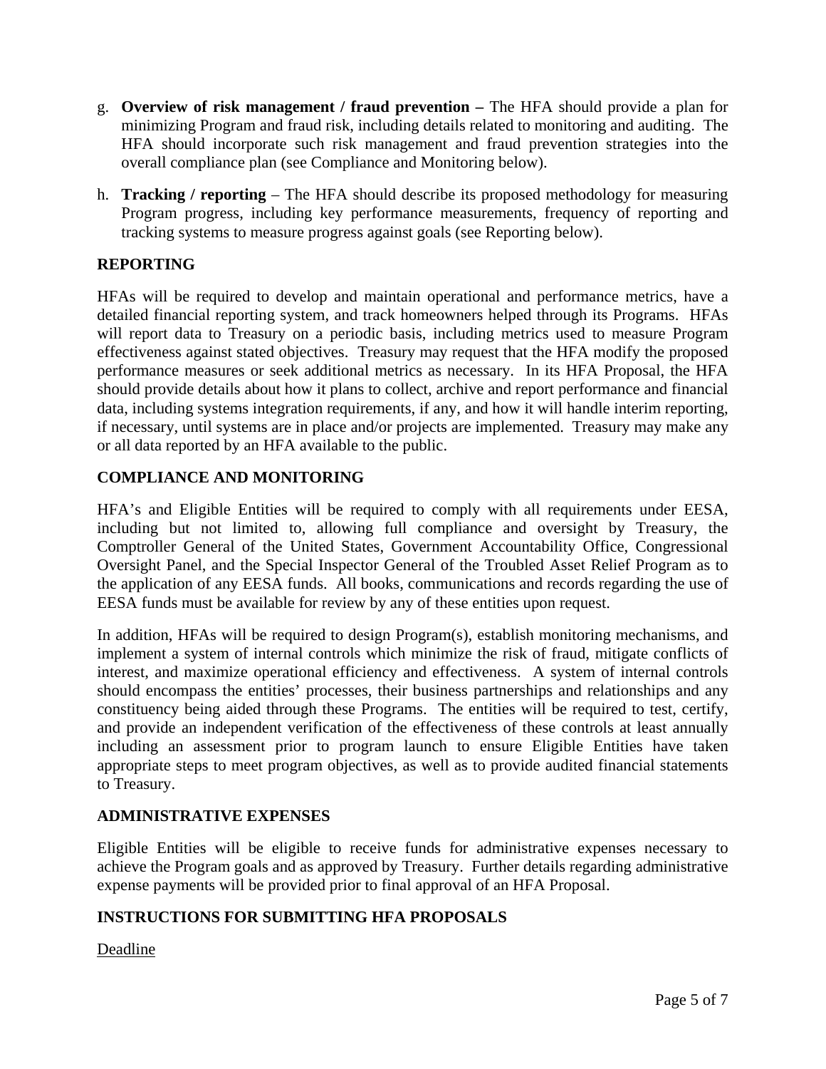g. **Overview of risk management / fraud prevention –** The HFA should provide a plan for minimizing Program and fraud risk, including details related to monitoring and auditing. The HFA should incorporate such risk management and fraud prevention strategies into the overall compliance plan (see Compliance and Monitoring below).

h. **Tracking / reporting** – The HFA should describe its proposed methodology for measuring Program progress, including key performance measurements, frequency of reporting and tracking systems to measure progress against goals (see Reporting below).

## REPORTING

HFAs will be required to develop and maintain operational and performance metrics, have a detailed financial reporting system, and track homeowners helped through its Programs. HFAs will report data to Treasury on a periodic basis, including metrics used to measure Program effectiveness against stated objectives. Treasury may request that the HFA modify the proposed performance measures or seek additional metrics as necessary. In its HFA Proposal, the HFA should provide details about how it plans to collect, archive and report performance and financial data, including systems integration requirements, if any, and how it will handle interim reporting, if necessary, until systems are in place and/or projects are implemented. Treasury may make any or all data reported by an HFA available to the public.

## COMPLIANCE AND MONITORING

HFA's and Eligible Entities will be required to comply with all requirements under EESA, including but not limited to, allowing full compliance and oversight by Treasury, the Comptroller General of the United States, Government Accountability Office, Congressional Oversight Panel, and the Special Inspector General of the Troubled Asset Relief Program as to the application of any EESA funds. All books, communications and records regarding the use of EESA funds must be available for review by any of these entities upon request.

In addition, HFAs will be required to design Program(s), establish monitoring mechanisms, and implement a system of internal controls which minimize the risk of fraud, mitigate conflicts of interest, and maximize operational efficiency and effectiveness. A system of internal controls should encompass the entities' processes, their business partnerships and relationships and any constituency being aided through these Programs. The entities will be required to test, certify, and provide an independent verification of the effectiveness of these controls at least annually including an assessment prior to program launch to ensure Eligible Entities have taken appropriate steps to meet program objectives, as well as to provide audited financial statements to Treasury.

## ADMINISTRATIVE EXPENSES

Eligible Entities will be eligible to receive funds for administrative expenses necessary to achieve the Program goals and as approved by Treasury. Further details regarding administrative expense payments will be provided prior to final approval of an HFA Proposal.

## INSTRUCTIONS FOR SUBMITTING HFA PROPOSALS

<u>Deadline</u>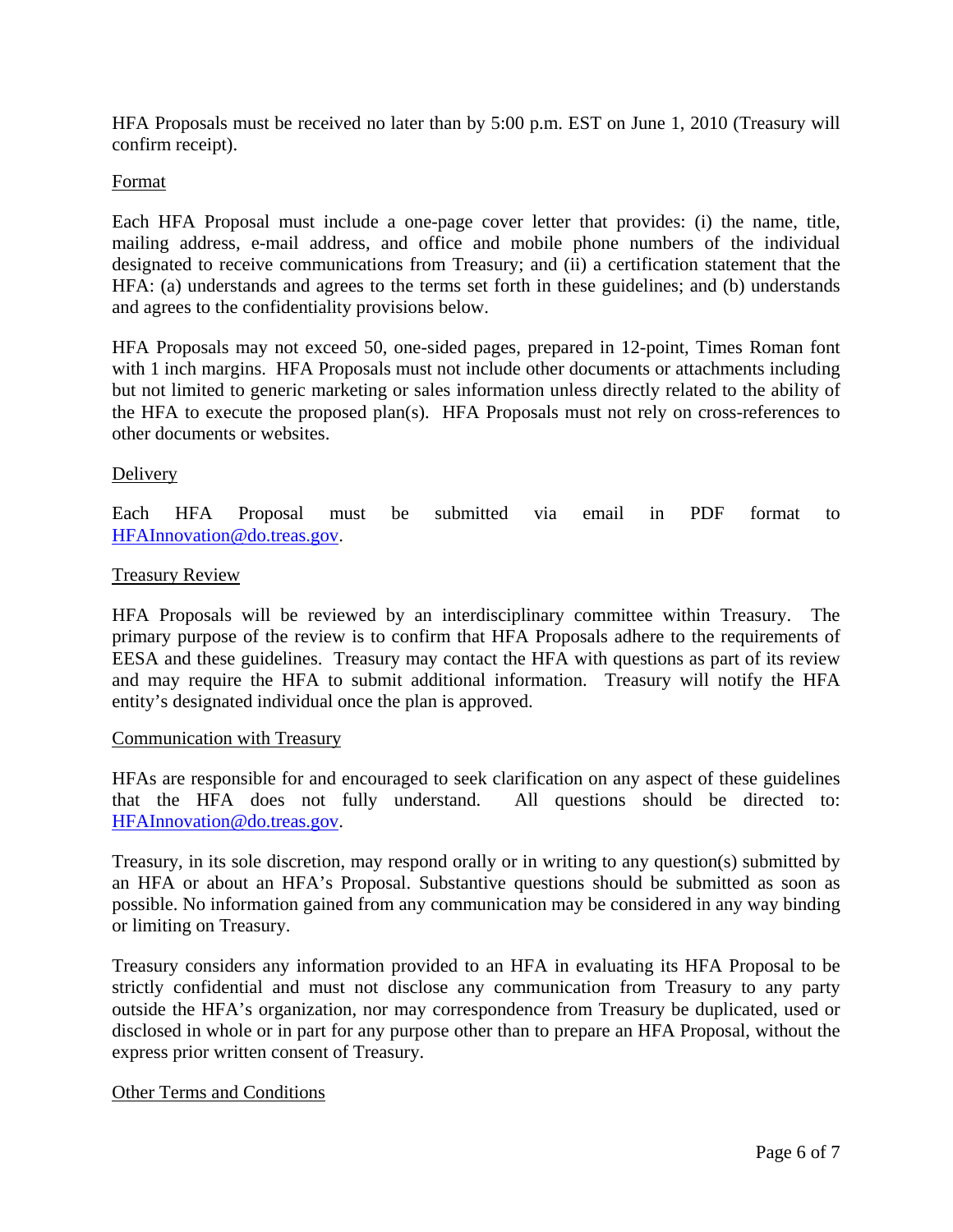HFA Proposals must be received no later than by 5:00 p.m. EST on June 1, 2010 (Treasury will confirm receipt).

Format

Each HFA Proposal must include a one-page cover letter that provides: (i) the name, title, mailing address, e-mail address, and office and mobile phone numbers of the individual designated to receive communications from Treasury; and (ii) a certification statement that the HFA: (a) understands and agrees to the terms set forth in these guidelines; and (b) understands and agrees to the confidentiality provisions below.

HFA Proposals may not exceed 50, one-sided pages, prepared in 12-point, Times Roman font with 1 inch margins. HFA Proposals must not include other documents or attachments including but not limited to generic marketing or sales information unless directly related to the ability of the HFA to execute the proposed plan(s). HFA Proposals must not rely on cross-references to other documents or websites.

Delivery

Each HFA Proposal must be submitted via email in PDF format to HFAInnovation@do.treas.gov.

Treasury Review

HFA Proposals will be reviewed by an interdisciplinary committee within Treasury. The primary purpose of the review is to confirm that HFA Proposals adhere to the requirements of EESA and these guidelines. Treasury may contact the HFA with questions as part of its review and may require the HFA to submit additional information. Treasury will notify the HFA entity's designated individual once the plan is approved.

Communication with Treasury

HFAs are responsible for and encouraged to seek clarification on any aspect of these guidelines that the HFA does not fully understand. All questions should be directed to: HFAInnovation@do.treas.gov.

Treasury, in its sole discretion, may respond orally or in writing to any question(s) submitted by an HFA or about an HFA's Proposal. Substantive questions should be submitted as soon as possible. No information gained from any communication may be considered in any way binding or limiting on Treasury.

Treasury considers any information provided to an HFA in evaluating its HFA Proposal to be strictly confidential and must not disclose any communication from Treasury to any party outside the HFA's organization, nor may correspondence from Treasury be duplicated, used or disclosed in whole or in part for any purpose other than to prepare an HFA Proposal, without the express prior written consent of Treasury.

Other Terms and Conditions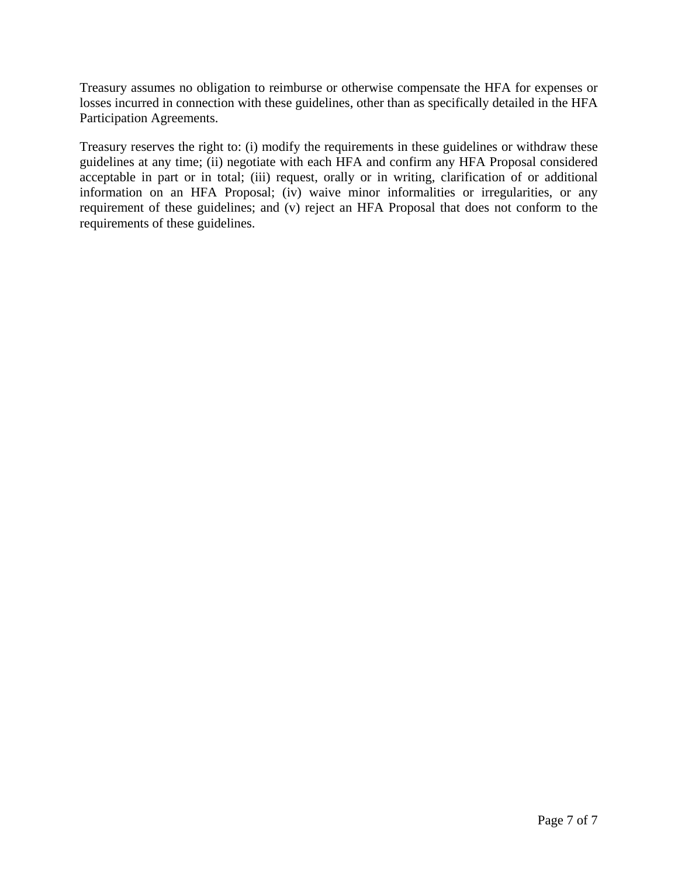Treasury assumes no obligation to reimburse or otherwise compensate the HFA for expenses or losses incurred in connection with these guidelines, other than as specifically detailed in the HFA Participation Agreements.

Treasury reserves the right to: (i) modify the requirements in these guidelines or withdraw these guidelines at any time; (ii) negotiate with each HFA and confirm any HFA Proposal considered acceptable in part or in total; (iii) request, orally or in writing, clarification of or additional information on an HFA Proposal; (iv) waive minor informalities or irregularities, or any requirement of these guidelines; and (v) reject an HFA Proposal that does not conform to the requirements of these guidelines.